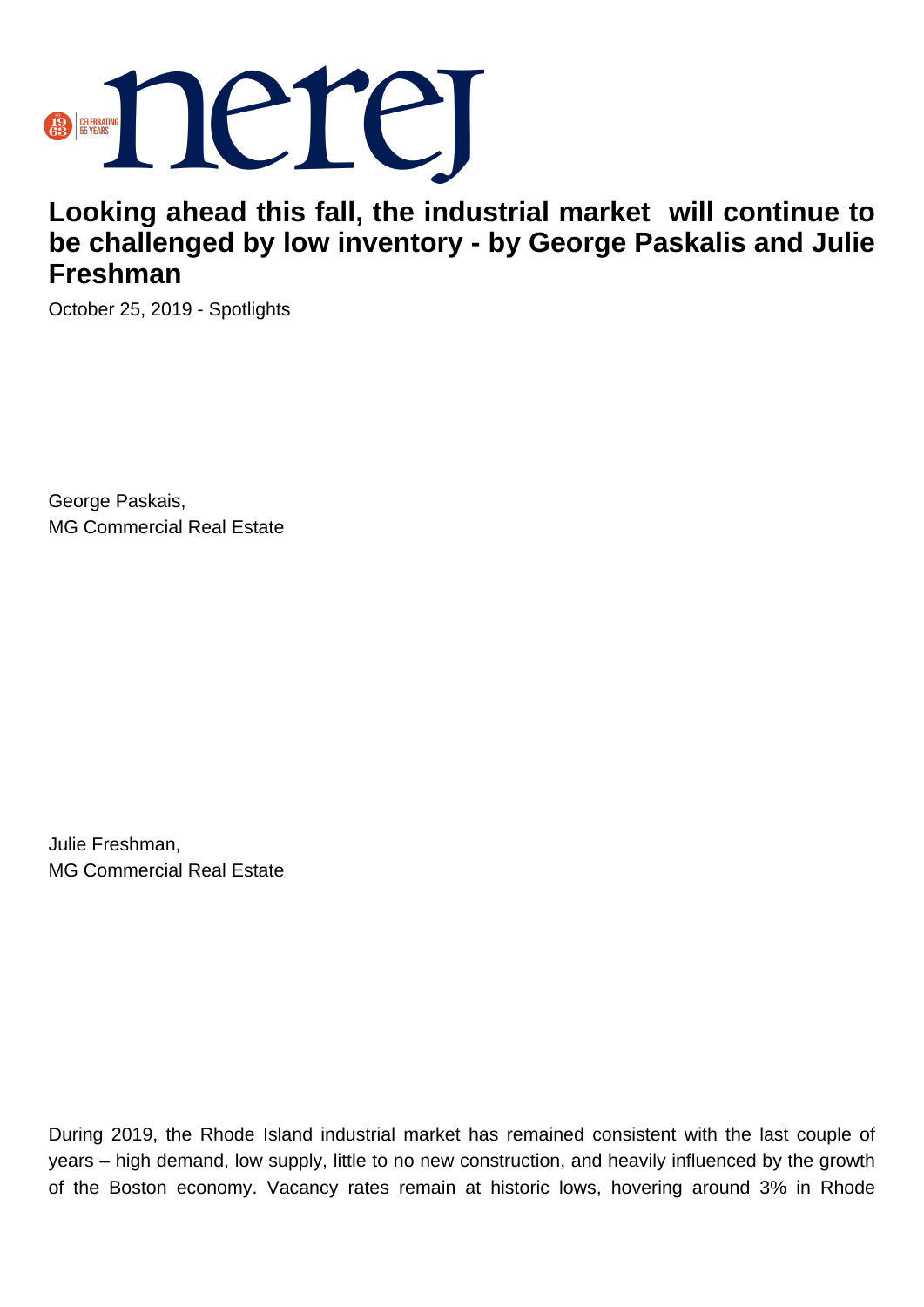# Looking ahead this fall, the industrial market  will continue to be challenged by low inventory - by George Paskalis and Julie Freshman

October 25, 2019 - Spotlights

George Paskais,
MG Commercial Real Estate

Julie Freshman,
MG Commercial Real Estate

During 2019, the Rhode Island industrial market has remained consistent with the last couple of years – high demand, low supply, little to no new construction, and heavily influenced by the growth of the Boston economy. Vacancy rates remain at historic lows, hovering around 3% in Rhode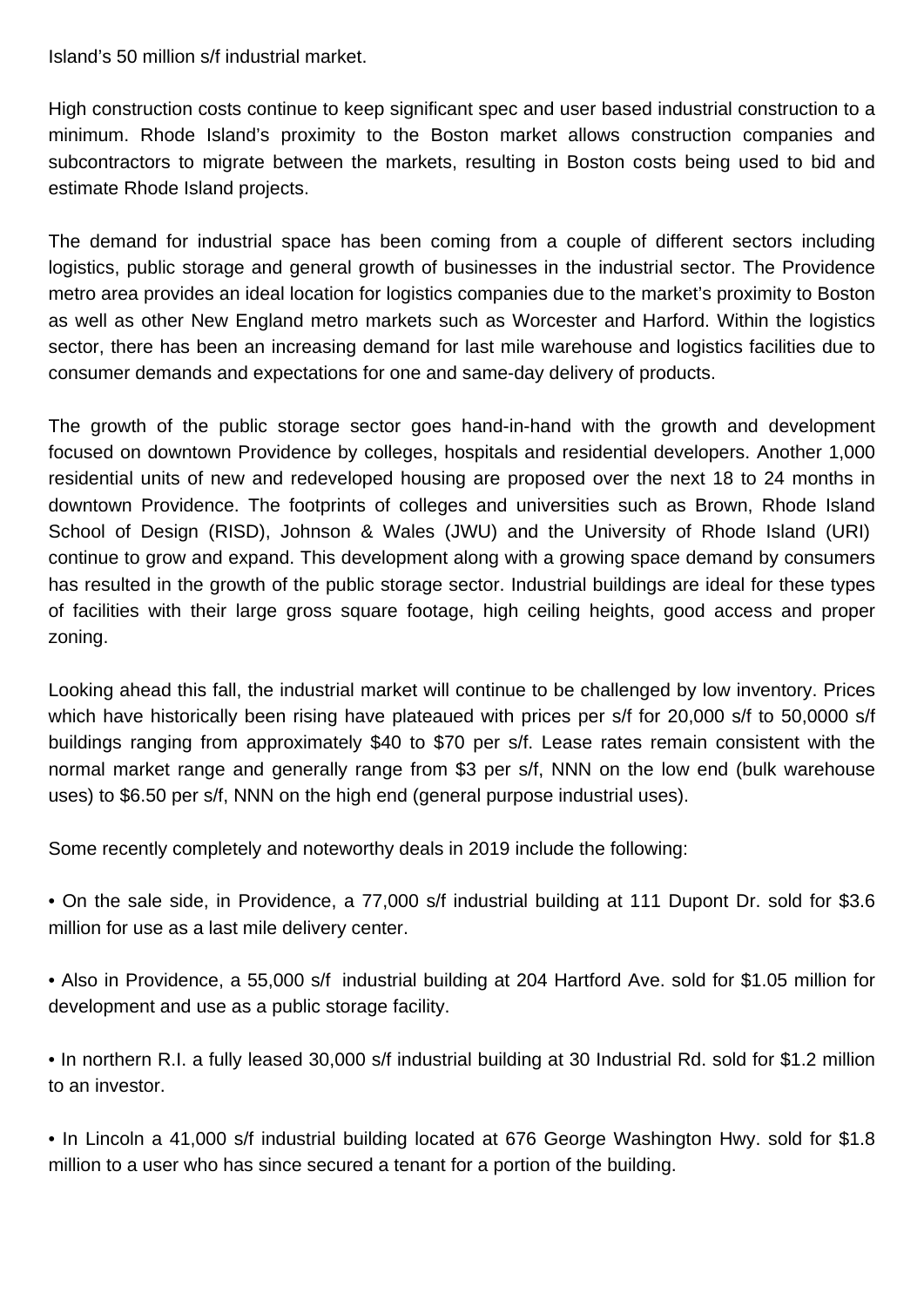Island's 50 million s/f industrial market.

High construction costs continue to keep significant spec and user based industrial construction to a minimum. Rhode Island's proximity to the Boston market allows construction companies and subcontractors to migrate between the markets, resulting in Boston costs being used to bid and estimate Rhode Island projects.

The demand for industrial space has been coming from a couple of different sectors including logistics, public storage and general growth of businesses in the industrial sector. The Providence metro area provides an ideal location for logistics companies due to the market's proximity to Boston as well as other New England metro markets such as Worcester and Harford. Within the logistics sector, there has been an increasing demand for last mile warehouse and logistics facilities due to consumer demands and expectations for one and same-day delivery of products.

The growth of the public storage sector goes hand-in-hand with the growth and development focused on downtown Providence by colleges, hospitals and residential developers. Another 1,000 residential units of new and redeveloped housing are proposed over the next 18 to 24 months in downtown Providence. The footprints of colleges and universities such as Brown, Rhode Island School of Design (RISD), Johnson & Wales (JWU) and the University of Rhode Island (URI) continue to grow and expand. This development along with a growing space demand by consumers has resulted in the growth of the public storage sector. Industrial buildings are ideal for these types of facilities with their large gross square footage, high ceiling heights, good access and proper zoning.

Looking ahead this fall, the industrial market will continue to be challenged by low inventory. Prices which have historically been rising have plateaued with prices per s/f for 20,000 s/f to 50,0000 s/f buildings ranging from approximately $40 to $70 per s/f. Lease rates remain consistent with the normal market range and generally range from $3 per s/f, NNN on the low end (bulk warehouse uses) to $6.50 per s/f, NNN on the high end (general purpose industrial uses).

Some recently completely and noteworthy deals in 2019 include the following:

• On the sale side, in Providence, a 77,000 s/f industrial building at 111 Dupont Dr. sold for $3.6 million for use as a last mile delivery center.

• Also in Providence, a 55,000 s/f industrial building at 204 Hartford Ave. sold for $1.05 million for development and use as a public storage facility.

• In northern R.I. a fully leased 30,000 s/f industrial building at 30 Industrial Rd. sold for $1.2 million to an investor.

• In Lincoln a 41,000 s/f industrial building located at 676 George Washington Hwy. sold for $1.8 million to a user who has since secured a tenant for a portion of the building.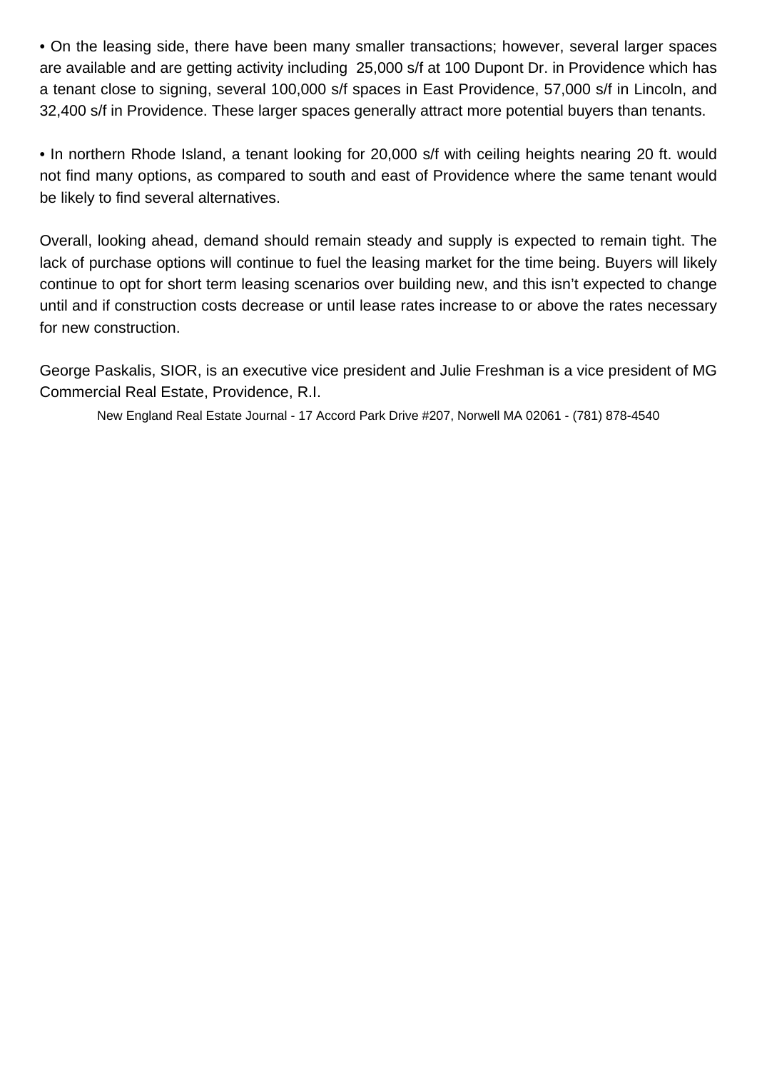• On the leasing side, there have been many smaller transactions; however, several larger spaces are available and are getting activity including 25,000 s/f at 100 Dupont Dr. in Providence which has a tenant close to signing, several 100,000 s/f spaces in East Providence, 57,000 s/f in Lincoln, and 32,400 s/f in Providence. These larger spaces generally attract more potential buyers than tenants.

• In northern Rhode Island, a tenant looking for 20,000 s/f with ceiling heights nearing 20 ft. would not find many options, as compared to south and east of Providence where the same tenant would be likely to find several alternatives.

Overall, looking ahead, demand should remain steady and supply is expected to remain tight. The lack of purchase options will continue to fuel the leasing market for the time being. Buyers will likely continue to opt for short term leasing scenarios over building new, and this isn't expected to change until and if construction costs decrease or until lease rates increase to or above the rates necessary for new construction.

George Paskalis, SIOR, is an executive vice president and Julie Freshman is a vice president of MG Commercial Real Estate, Providence, R.I.